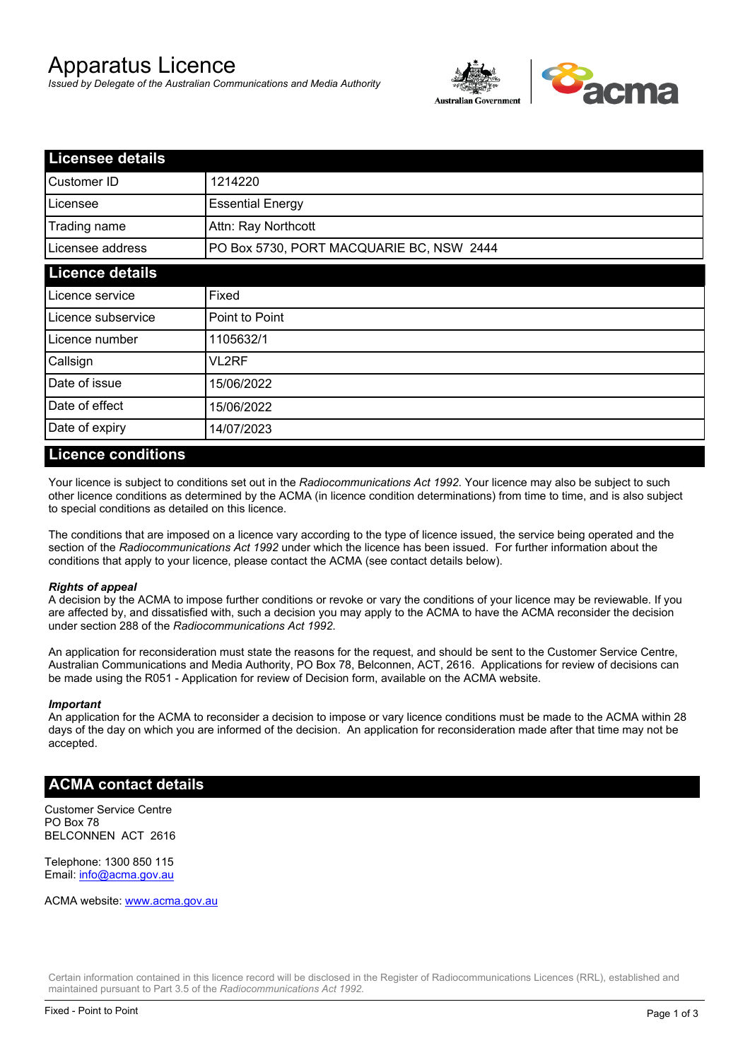# Apparatus Licence

*Issued by Delegate of the Australian Communications and Media Authority*

## Licensee details

| | |
|---|---|
| Customer ID | 1214220 |
| Licensee | Essential Energy |
| Trading name | Attn: Ray Northcott |
| Licensee address | PO Box 5730, PORT MACQUARIE BC, NSW 2444 |

## Licence details

| | |
|---|---|
| Licence service | Fixed |
| Licence subservice | Point to Point |
| Licence number | 1105632/1 |
| Callsign | VL2RF |
| Date of issue | 15/06/2022 |
| Date of effect | 15/06/2022 |
| Date of expiry | 14/07/2023 |

## Licence conditions

Your licence is subject to conditions set out in the *Radiocommunications Act 1992*. Your licence may also be subject to such other licence conditions as determined by the ACMA (in licence condition determinations) from time to time, and is also subject to special conditions as detailed on this licence.

The conditions that are imposed on a licence vary according to the type of licence issued, the service being operated and the section of the *Radiocommunications Act 1992* under which the licence has been issued. For further information about the conditions that apply to your licence, please contact the ACMA (see contact details below).

***Rights of appeal***

A decision by the ACMA to impose further conditions or revoke or vary the conditions of your licence may be reviewable. If you are affected by, and dissatisfied with, such a decision you may apply to the ACMA to have the ACMA reconsider the decision under section 288 of the *Radiocommunications Act 1992*.

An application for reconsideration must state the reasons for the request, and should be sent to the Customer Service Centre, Australian Communications and Media Authority, PO Box 78, Belconnen, ACT, 2616. Applications for review of decisions can be made using the R051 - Application for review of Decision form, available on the ACMA website.

***Important***

An application for the ACMA to reconsider a decision to impose or vary licence conditions must be made to the ACMA within 28 days of the day on which you are informed of the decision. An application for reconsideration made after that time may not be accepted.

## ACMA contact details

Customer Service Centre
PO Box 78
BELCONNEN ACT 2616

Telephone: 1300 850 115
Email: info@acma.gov.au

ACMA website: www.acma.gov.au

Certain information contained in this licence record will be disclosed in the Register of Radiocommunications Licences (RRL), established and maintained pursuant to Part 3.5 of the *Radiocommunications Act 1992.*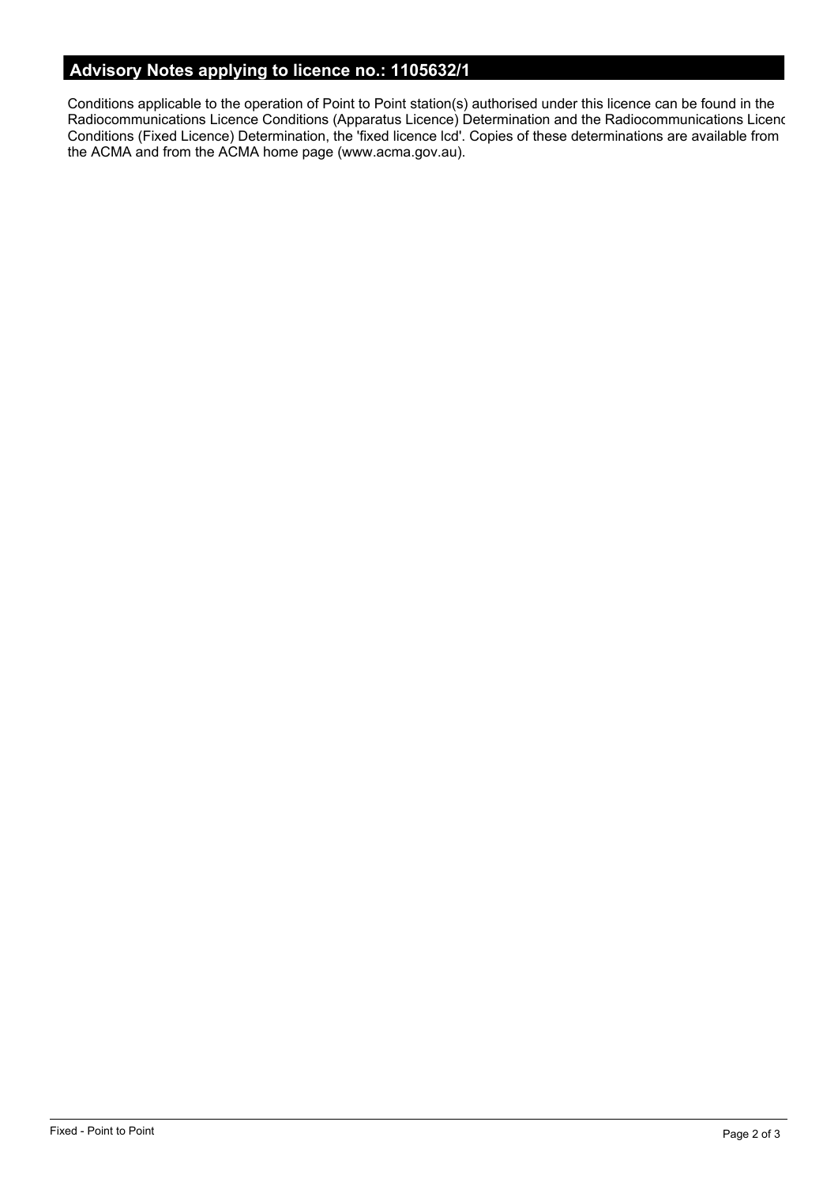## Advisory Notes applying to licence no.: 1105632/1

Conditions applicable to the operation of Point to Point station(s) authorised under this licence can be found in the Radiocommunications Licence Conditions (Apparatus Licence) Determination and the Radiocommunications Licenc Conditions (Fixed Licence) Determination, the 'fixed licence lcd'. Copies of these determinations are available from the ACMA and from the ACMA home page (www.acma.gov.au).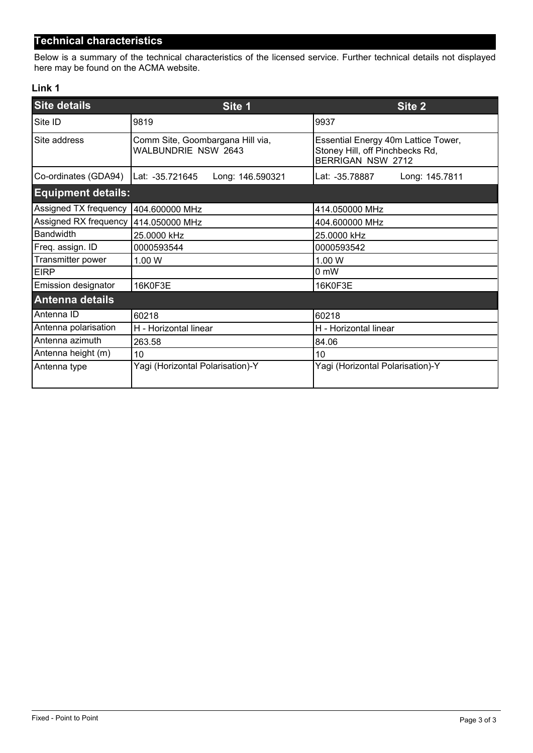## Technical characteristics

Below is a summary of the technical characteristics of the licensed service. Further technical details not displayed here may be found on the ACMA website.

### Link 1

| Site details | Site 1 | Site 2 |
|---|---|---|
| Site ID | 9819 | 9937 |
| Site address | Comm Site, Goombargana Hill via, WALBUNDRIE NSW 2643 | Essential Energy 40m Lattice Tower, Stoney Hill, off Pinchbecks Rd, BERRIGAN NSW 2712 |
| Co-ordinates (GDA94) | Lat: -35.721645 Long: 146.590321 | Lat: -35.78887 Long: 145.7811 |
| **Equipment details:** | | |
| Assigned TX frequency | 404.600000 MHz | 414.050000 MHz |
| Assigned RX frequency | 414.050000 MHz | 404.600000 MHz |
| Bandwidth | 25.0000 kHz | 25.0000 kHz |
| Freq. assign. ID | 0000593544 | 0000593542 |
| Transmitter power | 1.00 W | 1.00 W |
| EIRP | | 0 mW |
| Emission designator | 16K0F3E | 16K0F3E |
| **Antenna details** | | |
| Antenna ID | 60218 | 60218 |
| Antenna polarisation | H - Horizontal linear | H - Horizontal linear |
| Antenna azimuth | 263.58 | 84.06 |
| Antenna height (m) | 10 | 10 |
| Antenna type | Yagi (Horizontal Polarisation)-Y | Yagi (Horizontal Polarisation)-Y |

Fixed - Point to Point